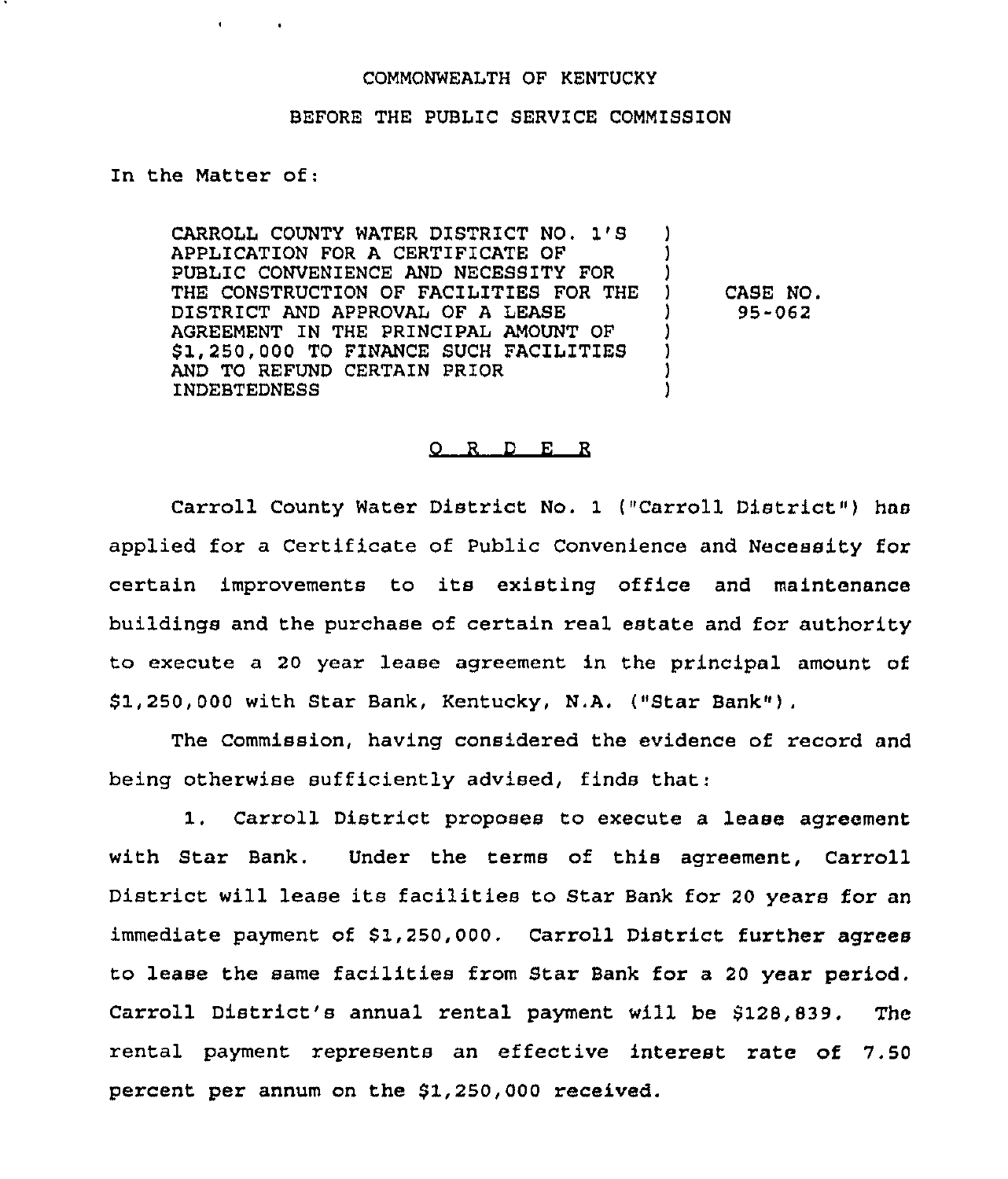COMMONWEALTH OF KENTUCKY

BEFORE THE PUBLIC SERVICE COMMISSION

In the Matter of:

| | | |
|---|---|---|
| CARROLL COUNTY WATER DISTRICT NO. 1'S APPLICATION FOR A CERTIFICATE OF PUBLIC CONVENIENCE AND NECESSITY FOR THE CONSTRUCTION OF FACILITIES FOR THE DISTRICT AND APPROVAL OF A LEASE AGREEMENT IN THE PRINCIPAL AMOUNT OF $1,250,000 TO FINANCE SUCH FACILITIES AND TO REFUND CERTAIN PRIOR INDEBTEDNESS | ) | CASE NO. 95-062 |

## O R D E R

Carroll County Water District No. 1 ("Carroll District") has applied for a Certificate of Public Convenience and Necessity for certain improvements to its existing office and maintenance buildings and the purchase of certain real estate and for authority to execute a 20 year lease agreement in the principal amount of $1,250,000 with Star Bank, Kentucky, N.A. ("Star Bank").

The Commission, having considered the evidence of record and being otherwise sufficiently advised, finds that:

1. Carroll District proposes to execute a lease agreement with Star Bank. Under the terms of this agreement, Carroll District will lease its facilities to Star Bank for 20 years for an immediate payment of $1,250,000. Carroll District further agrees to lease the same facilities from Star Bank for a 20 year period. Carroll District's annual rental payment will be $128,839. The rental payment represents an effective interest rate of 7.50 percent per annum on the $1,250,000 received.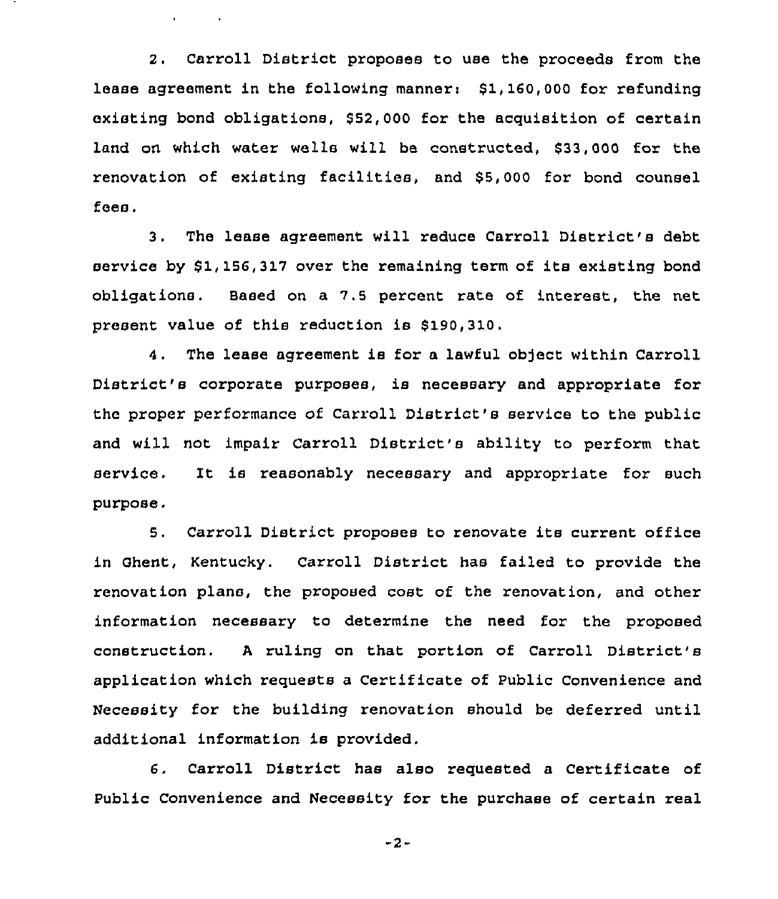2. Carroll District proposes to use the proceeds from the lease agreement in the following manner: $1,160,000 for refunding existing bond obligations, $52,000 for the acquisition of certain land on which water wells will be constructed, $33,000 for the renovation of existing facilities, and $5,000 for bond counsel fees.

3. The lease agreement will reduce Carroll District's debt service by $1,156,317 over the remaining term of its existing bond obligations. Based on a 7.5 percent rate of interest, the net present value of this reduction is $190,310.

4. The lease agreement is for a lawful object within Carroll District's corporate purposes, is necessary and appropriate for the proper performance of Carroll District's service to the public and will not impair Carroll District's ability to perform that service. It is reasonably necessary and appropriate for such purpose.

5. Carroll District proposes to renovate its current office in Ghent, Kentucky. Carroll District has failed to provide the renovation plans, the proposed cost of the renovation, and other information necessary to determine the need for the proposed construction. A ruling on that portion of Carroll District's application which requests a Certificate of Public Convenience and Necessity for the building renovation should be deferred until additional information is provided.

6. Carroll District has also requested a Certificate of Public Convenience and Necessity for the purchase of certain real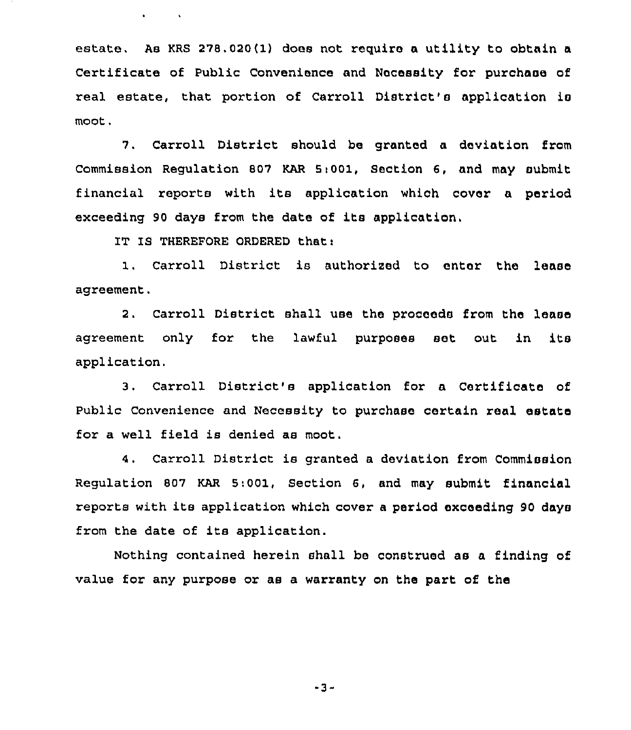estate. As KRS 278.020(1) does not require a utility to obtain a Certificate of Public Convenience and Necessity for purchase of real estate, that portion of Carroll District's application is moot.

7. Carroll District should be granted a deviation from Commission Regulation 807 KAR 5:001, Section 6, and may submit financial reports with its application which cover a period exceeding 90 days from the date of its application.

IT IS THEREFORE ORDERED that:

1. Carroll District is authorized to enter the lease agreement.

2. Carroll District shall use the proceeds from the lease agreement only for the lawful purposes set out in its application.

3. Carroll District's application for a Certificate of Public Convenience and Necessity to purchase certain real estate for a well field is denied as moot.

4. Carroll District is granted a deviation from Commission Regulation 807 KAR 5:001, Section 6, and may submit financial reports with its application which cover a period exceeding 90 days from the date of its application.

Nothing contained herein shall be construed as a finding of value for any purpose or as a warranty on the part of the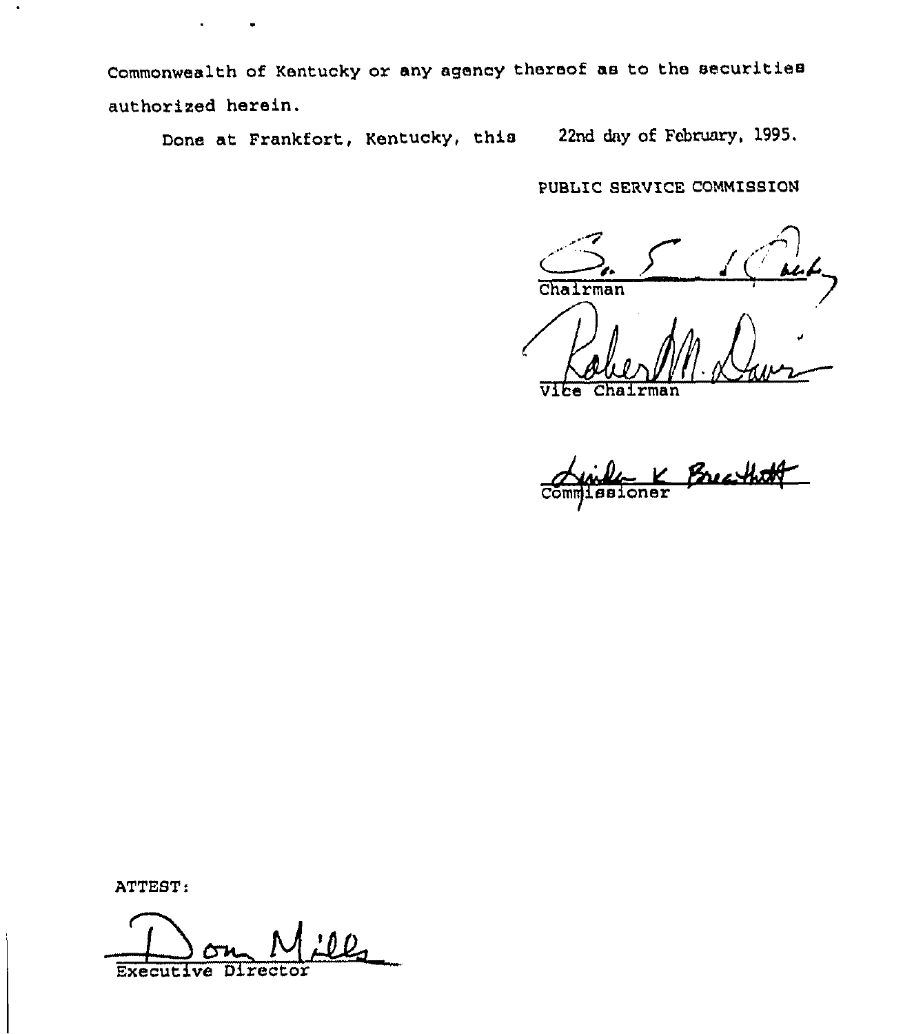Commonwealth of Kentucky or any agency thereof as to the securities authorized herein.

Done at Frankfort, Kentucky, this 22nd day of February, 1995.

PUBLIC SERVICE COMMISSION

Chairman

Vice Chairman

Commissioner

ATTEST:

Executive Director